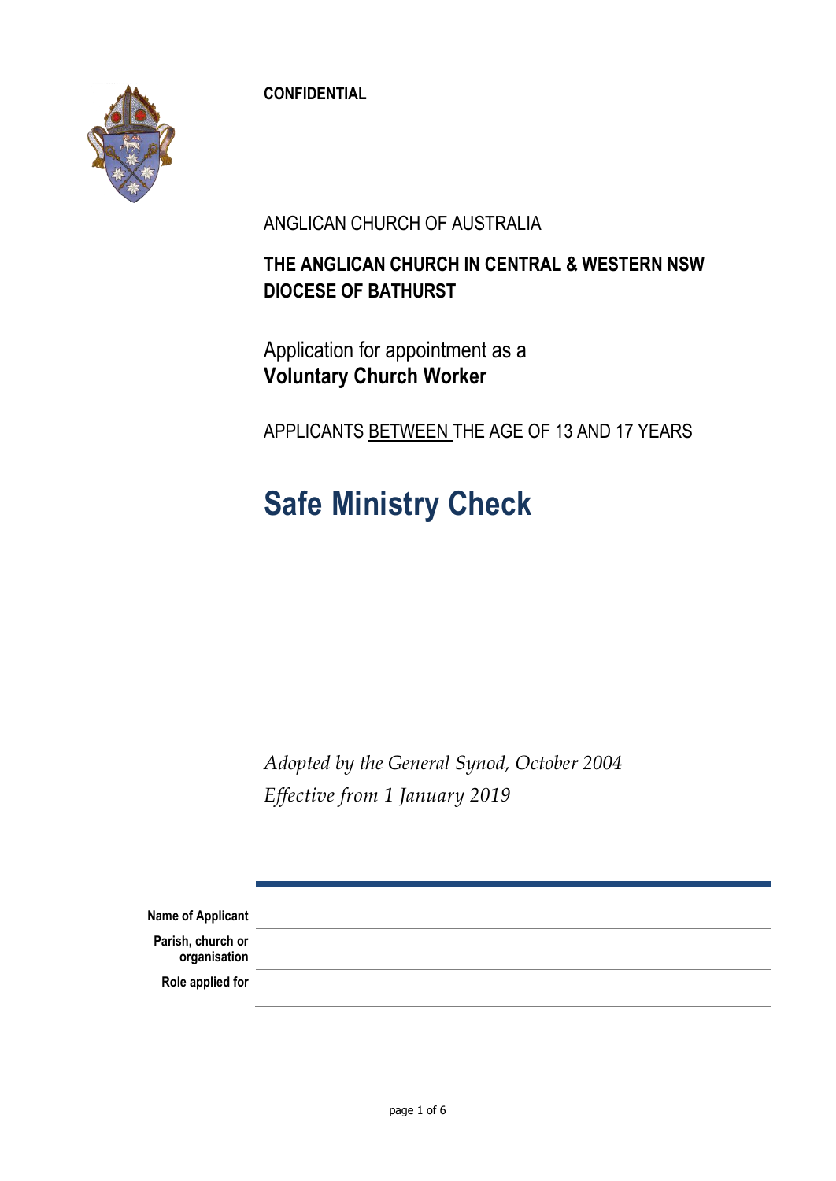**CONFIDENTIAL**

ANGLICAN CHURCH OF AUSTRALIA

**THE ANGLICAN CHURCH IN CENTRAL & WESTERN NSW**
**DIOCESE OF BATHURST**

Application for appointment as a
**Voluntary Church Worker**

APPLICANTS BETWEEN THE AGE OF 13 AND 17 YEARS

# Safe Ministry Check

*Adopted by the General Synod, October 2004*
*Effective from 1 January 2019*

| | |
|---|---|
| **Name of Applicant** | |
| **Parish, church or organisation** | |
| **Role applied for** | |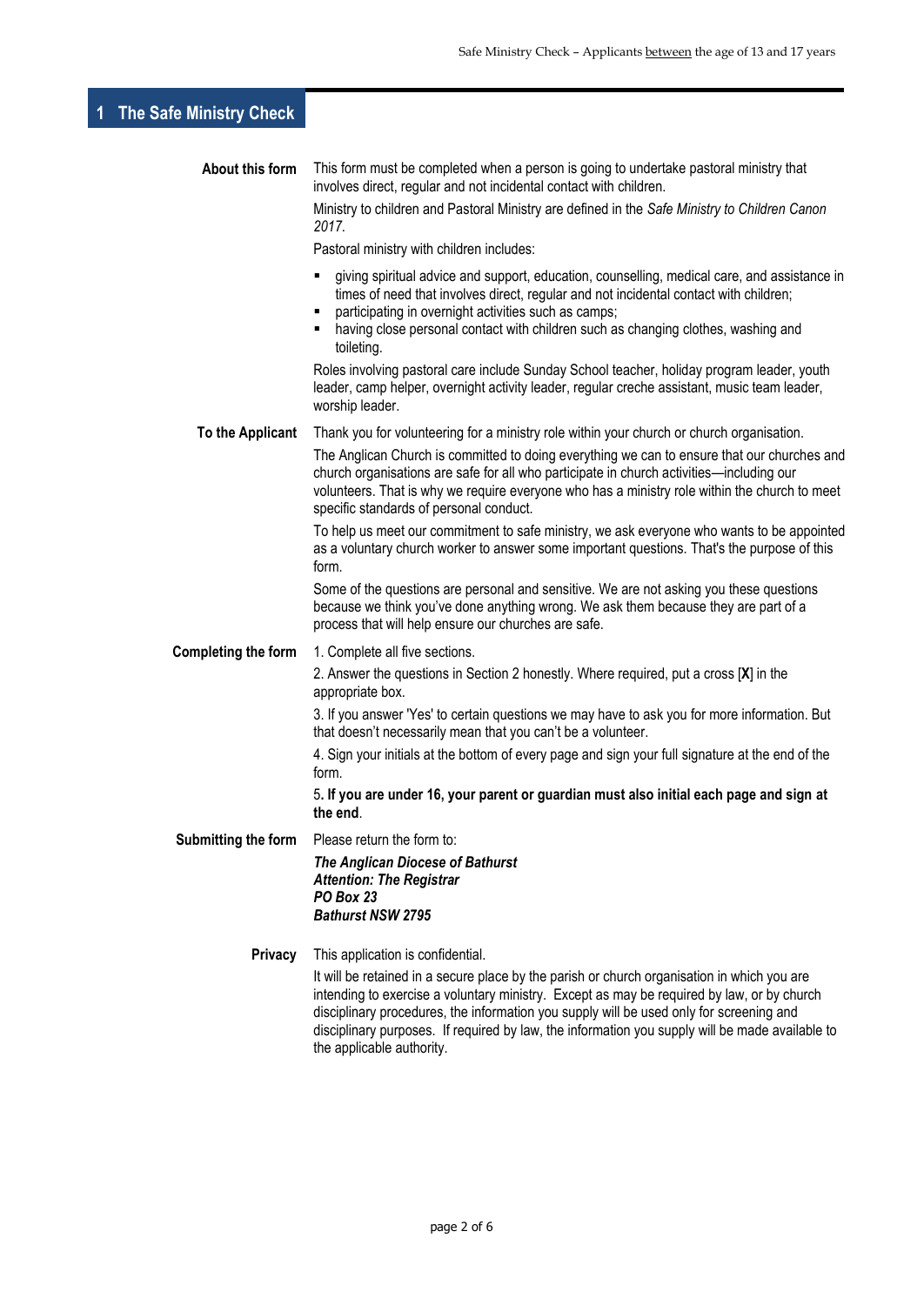# 1 The Safe Ministry Check

**About this form**

This form must be completed when a person is going to undertake pastoral ministry that involves direct, regular and not incidental contact with children.

Ministry to children and Pastoral Ministry are defined in the *Safe Ministry to Children Canon 2017*.

Pastoral ministry with children includes:

- giving spiritual advice and support, education, counselling, medical care, and assistance in times of need that involves direct, regular and not incidental contact with children;
- participating in overnight activities such as camps;
- having close personal contact with children such as changing clothes, washing and toileting.

Roles involving pastoral care include Sunday School teacher, holiday program leader, youth leader, camp helper, overnight activity leader, regular creche assistant, music team leader, worship leader.

**To the Applicant**

Thank you for volunteering for a ministry role within your church or church organisation.

The Anglican Church is committed to doing everything we can to ensure that our churches and church organisations are safe for all who participate in church activities—including our volunteers. That is why we require everyone who has a ministry role within the church to meet specific standards of personal conduct.

To help us meet our commitment to safe ministry, we ask everyone who wants to be appointed as a voluntary church worker to answer some important questions. That's the purpose of this form.

Some of the questions are personal and sensitive. We are not asking you these questions because we think you've done anything wrong. We ask them because they are part of a process that will help ensure our churches are safe.

**Completing the form**

1. Complete all five sections.

2. Answer the questions in Section 2 honestly. Where required, put a cross [**X**] in the appropriate box.

3. If you answer 'Yes' to certain questions we may have to ask you for more information. But that doesn't necessarily mean that you can't be a volunteer.

4. Sign your initials at the bottom of every page and sign your full signature at the end of the form.

5. **If you are under 16, your parent or guardian must also initial each page and sign at the end**.

**Submitting the form**

Please return the form to:

***The Anglican Diocese of Bathurst***
***Attention: The Registrar***
***PO Box 23***
***Bathurst NSW 2795***

**Privacy**

This application is confidential.

It will be retained in a secure place by the parish or church organisation in which you are intending to exercise a voluntary ministry. Except as may be required by law, or by church disciplinary procedures, the information you supply will be used only for screening and disciplinary purposes. If required by law, the information you supply will be made available to the applicable authority.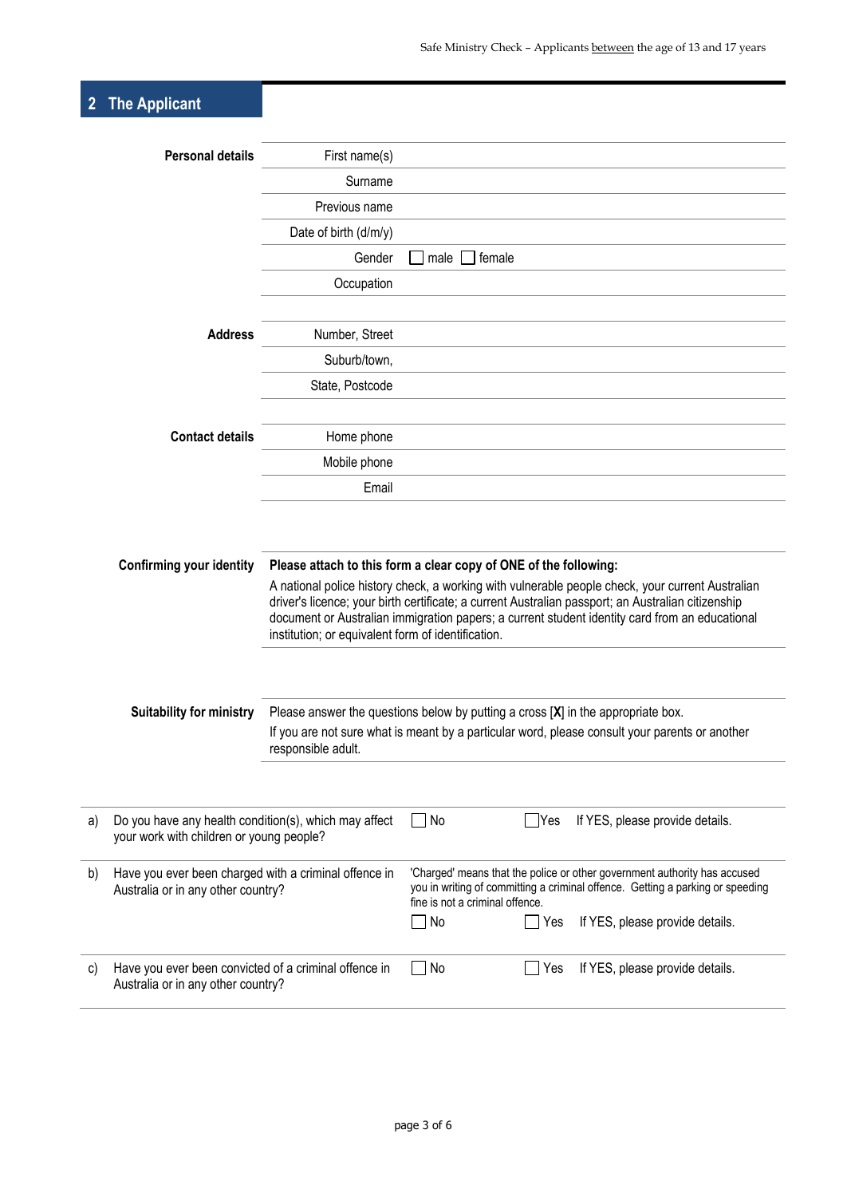## 2 The Applicant

**Personal details**

| | |
|---|---|
| First name(s) | |
| Surname | |
| Previous name | |
| Date of birth (d/m/y) | |
| Gender | ☐ male ☐ female |
| Occupation | |

**Address**

| | |
|---|---|
| Number, Street | |
| Suburb/town, | |
| State, Postcode | |

**Contact details**

| | |
|---|---|
| Home phone | |
| Mobile phone | |
| Email | |

**Confirming your identity**

**Please attach to this form a clear copy of ONE of the following:**

A national police history check, a working with vulnerable people check, your current Australian driver's licence; your birth certificate; a current Australian passport; an Australian citizenship document or Australian immigration papers; a current student identity card from an educational institution; or equivalent form of identification.

**Suitability for ministry**

Please answer the questions below by putting a cross [**X**] in the appropriate box.

If you are not sure what is meant by a particular word, please consult your parents or another responsible adult.

a) Do you have any health condition(s), which may affect your work with children or young people?

☐ No ☐ Yes If YES, please provide details.

b) Have you ever been charged with a criminal offence in Australia or in any other country?

'Charged' means that the police or other government authority has accused you in writing of committing a criminal offence. Getting a parking or speeding fine is not a criminal offence.

☐ No ☐ Yes If YES, please provide details.

c) Have you ever been convicted of a criminal offence in Australia or in any other country?

☐ No ☐ Yes If YES, please provide details.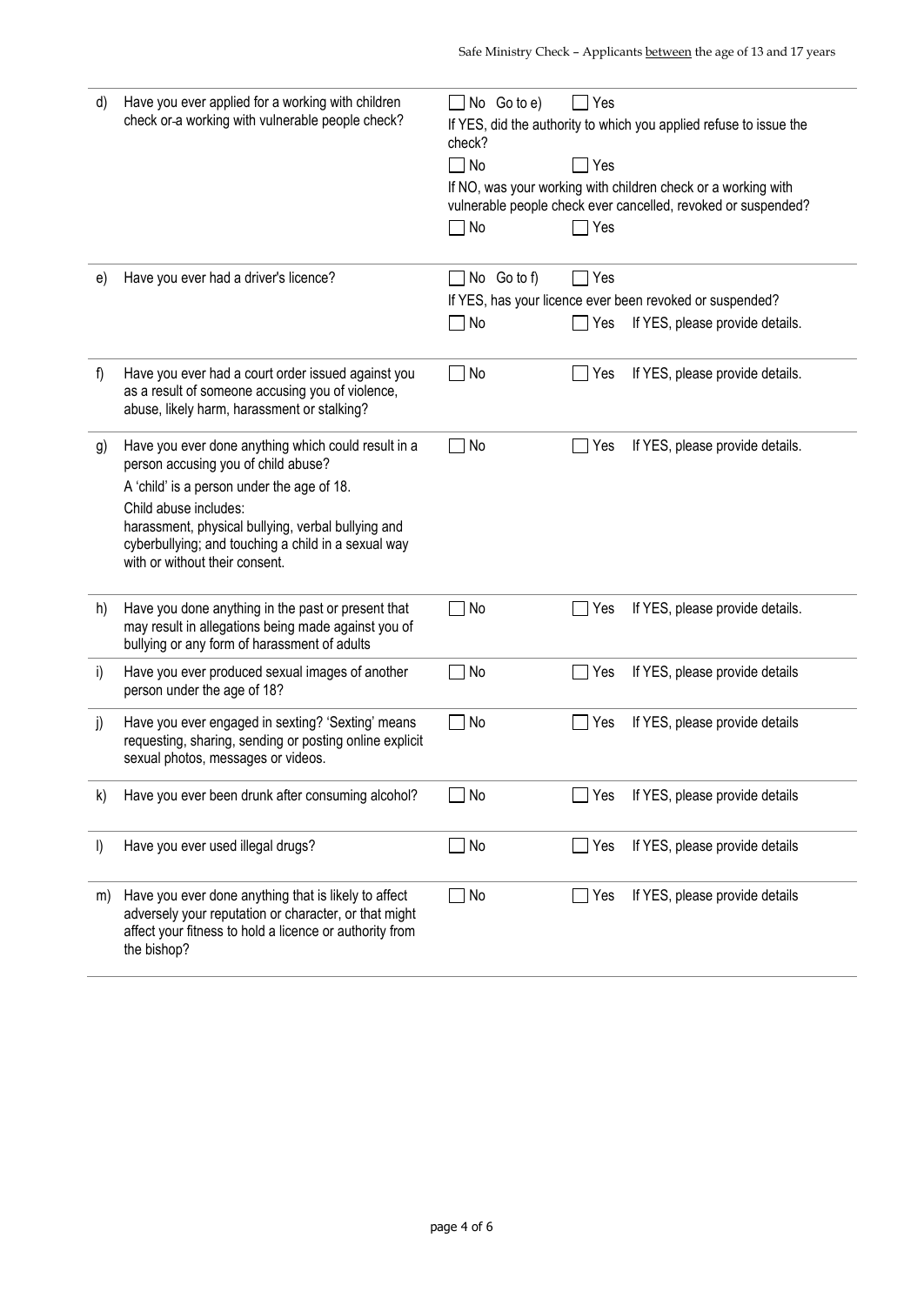| | | |
|---|---|---|
| d) | Have you ever applied for a working with children check or a working with vulnerable people check? | ☐ No Go to e) ☐ Yes<br>If YES, did the authority to which you applied refuse to issue the check?<br>☐ No ☐ Yes<br>If NO, was your working with children check or a working with vulnerable people check ever cancelled, revoked or suspended?<br>☐ No ☐ Yes |
| e) | Have you ever had a driver's licence? | ☐ No Go to f) ☐ Yes<br>If YES, has your licence ever been revoked or suspended?<br>☐ No ☐ Yes If YES, please provide details. |
| f) | Have you ever had a court order issued against you as a result of someone accusing you of violence, abuse, likely harm, harassment or stalking? | ☐ No ☐ Yes If YES, please provide details. |
| g) | Have you ever done anything which could result in a person accusing you of child abuse?<br>A 'child' is a person under the age of 18.<br>Child abuse includes:<br>harassment, physical bullying, verbal bullying and cyberbullying; and touching a child in a sexual way with or without their consent. | ☐ No ☐ Yes If YES, please provide details. |
| h) | Have you done anything in the past or present that may result in allegations being made against you of bullying or any form of harassment of adults | ☐ No ☐ Yes If YES, please provide details. |
| i) | Have you ever produced sexual images of another person under the age of 18? | ☐ No ☐ Yes If YES, please provide details |
| j) | Have you ever engaged in sexting? 'Sexting' means requesting, sharing, sending or posting online explicit sexual photos, messages or videos. | ☐ No ☐ Yes If YES, please provide details |
| k) | Have you ever been drunk after consuming alcohol? | ☐ No ☐ Yes If YES, please provide details |
| l) | Have you ever used illegal drugs? | ☐ No ☐ Yes If YES, please provide details |
| m) | Have you ever done anything that is likely to affect adversely your reputation or character, or that might affect your fitness to hold a licence or authority from the bishop? | ☐ No ☐ Yes If YES, please provide details |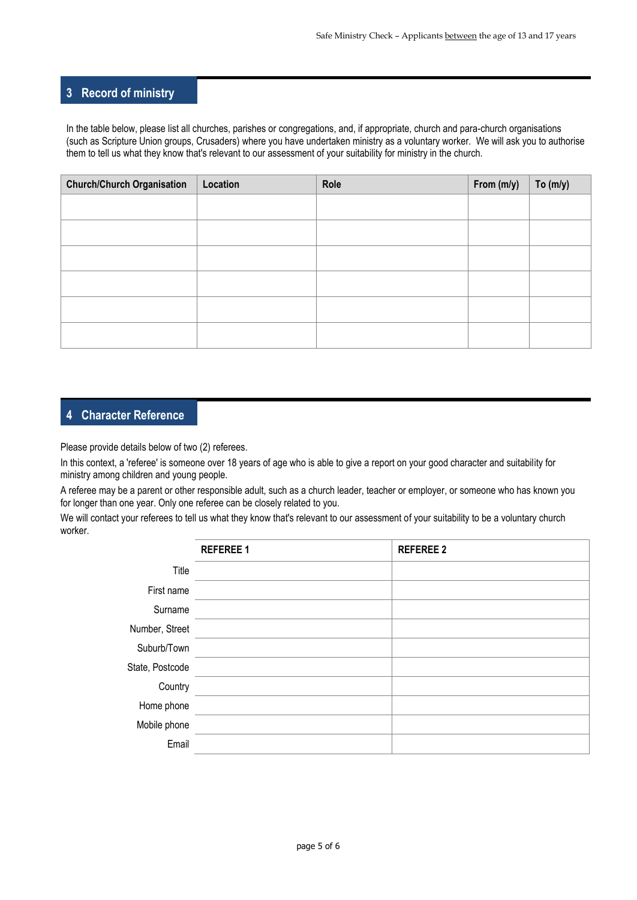## 3 Record of ministry

In the table below, please list all churches, parishes or congregations, and, if appropriate, church and para-church organisations (such as Scripture Union groups, Crusaders) where you have undertaken ministry as a voluntary worker. We will ask you to authorise them to tell us what they know that's relevant to our assessment of your suitability for ministry in the church.

| Church/Church Organisation | Location | Role | From (m/y) | To (m/y) |
|---|---|---|---|---|
| | | | | |
| | | | | |
| | | | | |
| | | | | |
| | | | | |
| | | | | |

## 4 Character Reference

Please provide details below of two (2) referees.

In this context, a 'referee' is someone over 18 years of age who is able to give a report on your good character and suitability for ministry among children and young people.

A referee may be a parent or other responsible adult, such as a church leader, teacher or employer, or someone who has known you for longer than one year. Only one referee can be closely related to you.

We will contact your referees to tell us what they know that's relevant to our assessment of your suitability to be a voluntary church worker.

| | REFEREE 1 | REFEREE 2 |
|---|---|---|
| Title | | |
| First name | | |
| Surname | | |
| Number, Street | | |
| Suburb/Town | | |
| State, Postcode | | |
| Country | | |
| Home phone | | |
| Mobile phone | | |
| Email | | |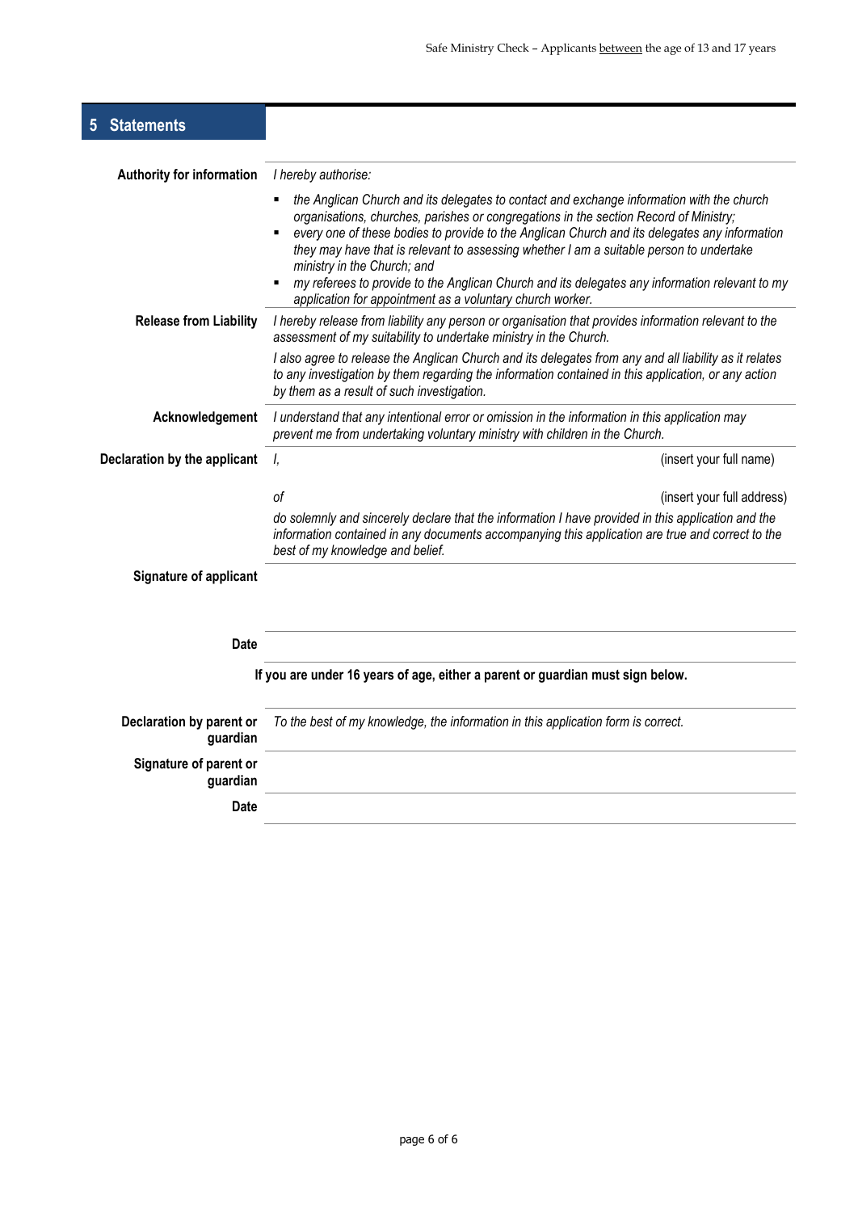## 5 Statements

| | |
|---|---|
| **Authority for information** | *I hereby authorise:*<br>▪ *the Anglican Church and its delegates to contact and exchange information with the church organisations, churches, parishes or congregations in the section Record of Ministry;*<br>▪ *every one of these bodies to provide to the Anglican Church and its delegates any information they may have that is relevant to assessing whether I am a suitable person to undertake ministry in the Church; and*<br>▪ *my referees to provide to the Anglican Church and its delegates any information relevant to my application for appointment as a voluntary church worker.* |
| **Release from Liability** | *I hereby release from liability any person or organisation that provides information relevant to the assessment of my suitability to undertake ministry in the Church.*<br>*I also agree to release the Anglican Church and its delegates from any and all liability as it relates to any investigation by them regarding the information contained in this application, or any action by them as a result of such investigation.* |
| **Acknowledgement** | *I understand that any intentional error or omission in the information in this application may prevent me from undertaking voluntary ministry with children in the Church.* |
| **Declaration by the applicant** | *I,* (insert your full name)<br>*of* (insert your full address)<br>*do solemnly and sincerely declare that the information I have provided in this application and the information contained in any documents accompanying this application are true and correct to the best of my knowledge and belief.* |
| **Signature of applicant** | |
| **Date** | |

**If you are under 16 years of age, either a parent or guardian must sign below.**

| | |
|---|---|
| **Declaration by parent or guardian** | *To the best of my knowledge, the information in this application form is correct.* |
| **Signature of parent or guardian** | |
| **Date** | |